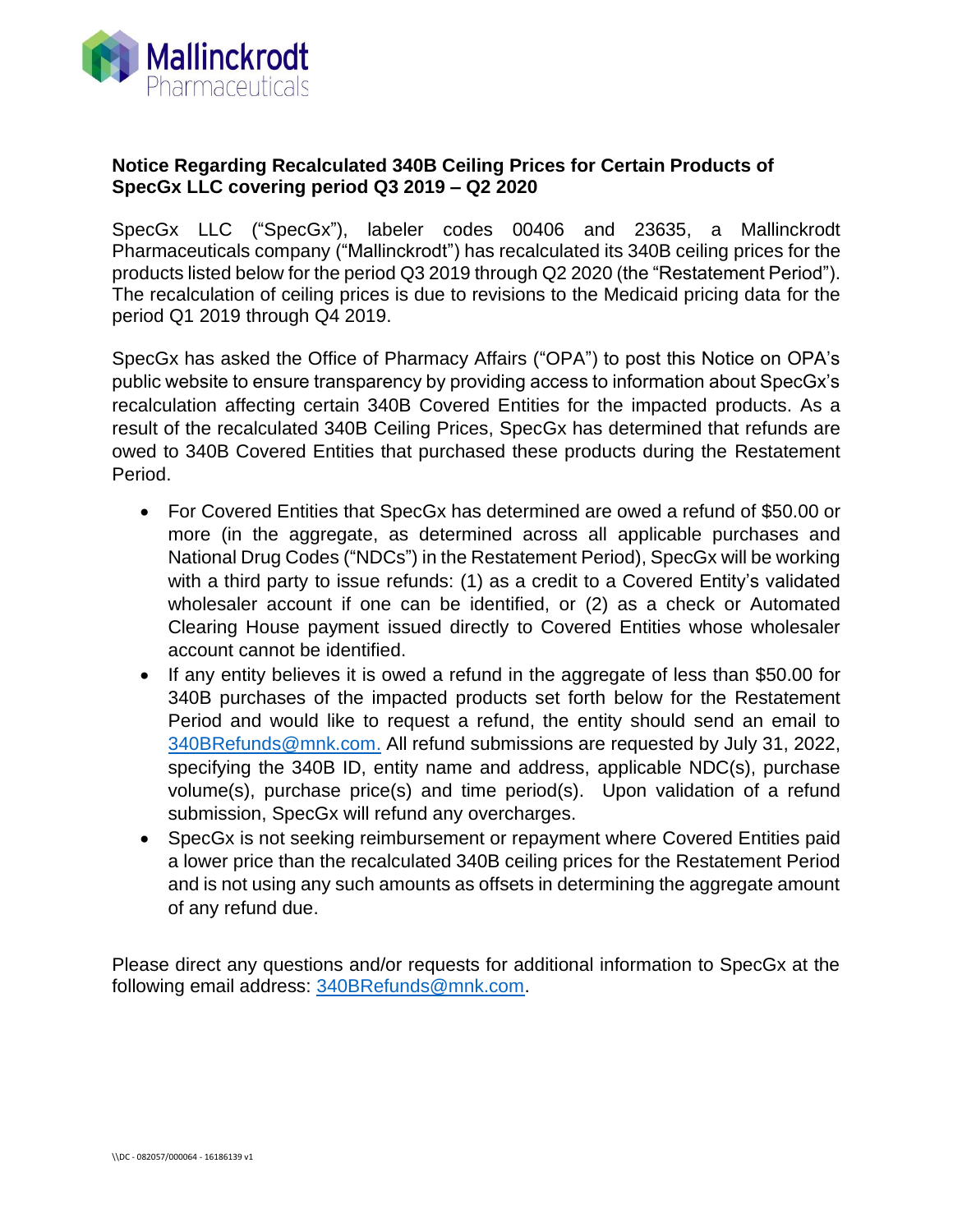Mallinckrodt Pharmaceuticals

# Notice Regarding Recalculated 340B Ceiling Prices for Certain Products of SpecGx LLC covering period Q3 2019 – Q2 2020

SpecGx LLC ("SpecGx"), labeler codes 00406 and 23635, a Mallinckrodt Pharmaceuticals company ("Mallinckrodt") has recalculated its 340B ceiling prices for the products listed below for the period Q3 2019 through Q2 2020 (the "Restatement Period"). The recalculation of ceiling prices is due to revisions to the Medicaid pricing data for the period Q1 2019 through Q4 2019.

SpecGx has asked the Office of Pharmacy Affairs ("OPA") to post this Notice on OPA's public website to ensure transparency by providing access to information about SpecGx's recalculation affecting certain 340B Covered Entities for the impacted products. As a result of the recalculated 340B Ceiling Prices, SpecGx has determined that refunds are owed to 340B Covered Entities that purchased these products during the Restatement Period.

- For Covered Entities that SpecGx has determined are owed a refund of $50.00 or more (in the aggregate, as determined across all applicable purchases and National Drug Codes ("NDCs") in the Restatement Period), SpecGx will be working with a third party to issue refunds: (1) as a credit to a Covered Entity's validated wholesaler account if one can be identified, or (2) as a check or Automated Clearing House payment issued directly to Covered Entities whose wholesaler account cannot be identified.
- If any entity believes it is owed a refund in the aggregate of less than $50.00 for 340B purchases of the impacted products set forth below for the Restatement Period and would like to request a refund, the entity should send an email to 340BRefunds@mnk.com. All refund submissions are requested by July 31, 2022, specifying the 340B ID, entity name and address, applicable NDC(s), purchase volume(s), purchase price(s) and time period(s). Upon validation of a refund submission, SpecGx will refund any overcharges.
- SpecGx is not seeking reimbursement or repayment where Covered Entities paid a lower price than the recalculated 340B ceiling prices for the Restatement Period and is not using any such amounts as offsets in determining the aggregate amount of any refund due.

Please direct any questions and/or requests for additional information to SpecGx at the following email address: 340BRefunds@mnk.com.

\\DC - 082057/000064 - 16186139 v1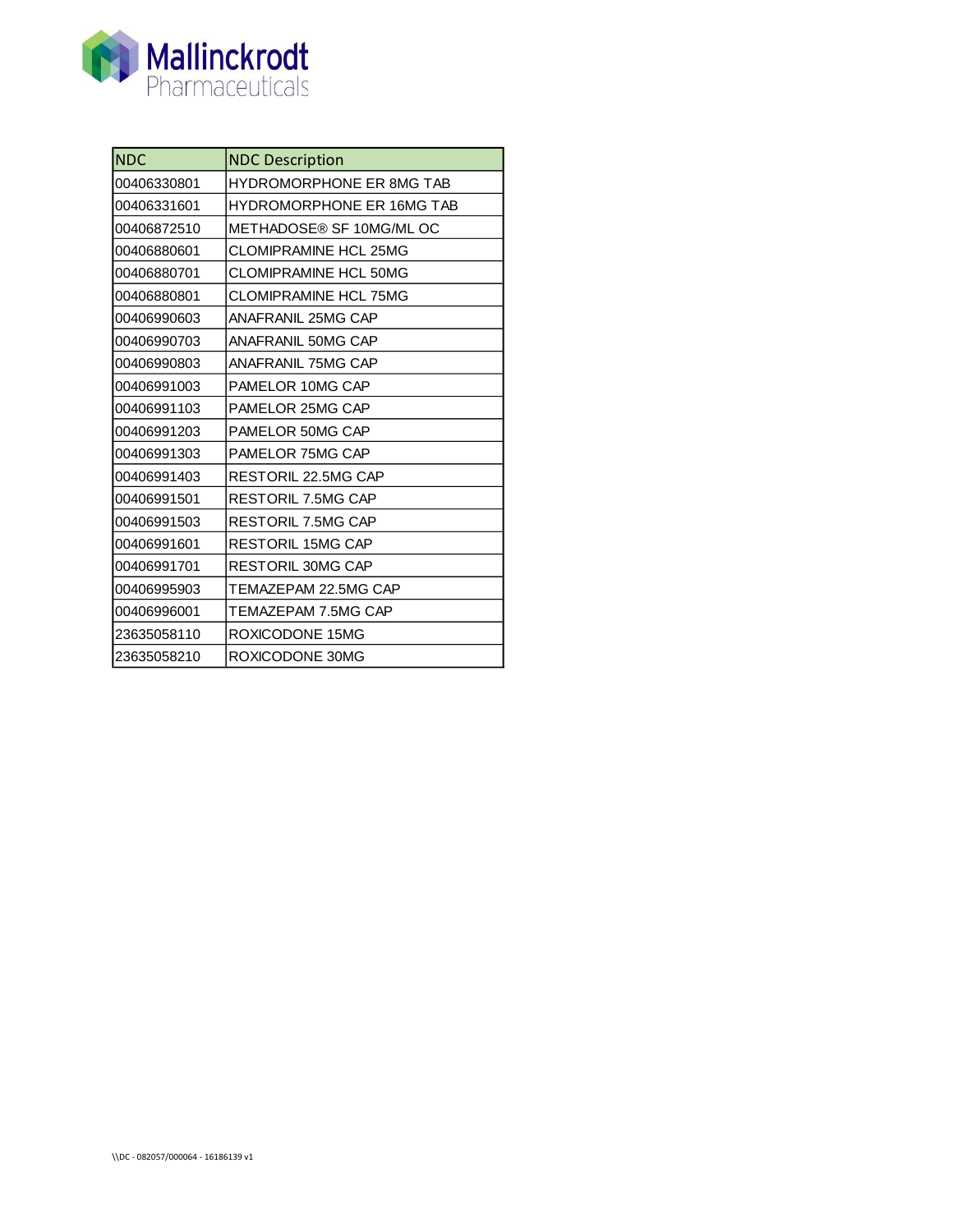Mallinckrodt Pharmaceuticals

| NDC | NDC Description |
|---|---|
| 00406330801 | HYDROMORPHONE ER 8MG TAB |
| 00406331601 | HYDROMORPHONE ER 16MG TAB |
| 00406872510 | METHADOSE® SF 10MG/ML OC |
| 00406880601 | CLOMIPRAMINE HCL 25MG |
| 00406880701 | CLOMIPRAMINE HCL 50MG |
| 00406880801 | CLOMIPRAMINE HCL 75MG |
| 00406990603 | ANAFRANIL 25MG CAP |
| 00406990703 | ANAFRANIL 50MG CAP |
| 00406990803 | ANAFRANIL 75MG CAP |
| 00406991003 | PAMELOR 10MG CAP |
| 00406991103 | PAMELOR 25MG CAP |
| 00406991203 | PAMELOR 50MG CAP |
| 00406991303 | PAMELOR 75MG CAP |
| 00406991403 | RESTORIL 22.5MG CAP |
| 00406991501 | RESTORIL 7.5MG CAP |
| 00406991503 | RESTORIL 7.5MG CAP |
| 00406991601 | RESTORIL 15MG CAP |
| 00406991701 | RESTORIL 30MG CAP |
| 00406995903 | TEMAZEPAM 22.5MG CAP |
| 00406996001 | TEMAZEPAM 7.5MG CAP |
| 23635058110 | ROXICODONE 15MG |
| 23635058210 | ROXICODONE 30MG |

\\DC - 082057/000064 - 16186139 v1